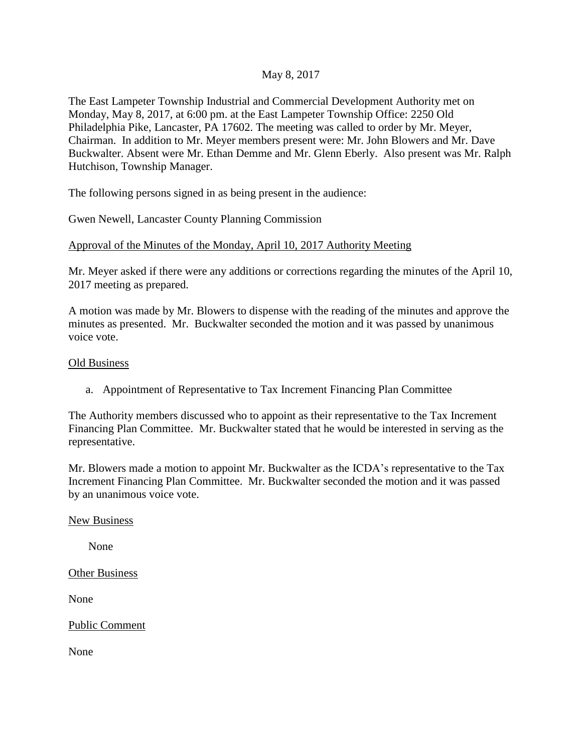May 8, 2017

The East Lampeter Township Industrial and Commercial Development Authority met on Monday, May 8, 2017, at 6:00 pm. at the East Lampeter Township Office: 2250 Old Philadelphia Pike, Lancaster, PA 17602. The meeting was called to order by Mr. Meyer, Chairman. In addition to Mr. Meyer members present were: Mr. John Blowers and Mr. Dave Buckwalter. Absent were Mr. Ethan Demme and Mr. Glenn Eberly. Also present was Mr. Ralph Hutchison, Township Manager.

The following persons signed in as being present in the audience:

Gwen Newell, Lancaster County Planning Commission

Approval of the Minutes of the Monday, April 10, 2017 Authority Meeting

Mr. Meyer asked if there were any additions or corrections regarding the minutes of the April 10, 2017 meeting as prepared.

A motion was made by Mr. Blowers to dispense with the reading of the minutes and approve the minutes as presented. Mr. Buckwalter seconded the motion and it was passed by unanimous voice vote.

Old Business

a. Appointment of Representative to Tax Increment Financing Plan Committee

The Authority members discussed who to appoint as their representative to the Tax Increment Financing Plan Committee. Mr. Buckwalter stated that he would be interested in serving as the representative.

Mr. Blowers made a motion to appoint Mr. Buckwalter as the ICDA's representative to the Tax Increment Financing Plan Committee. Mr. Buckwalter seconded the motion and it was passed by an unanimous voice vote.

New Business

None

Other Business

None

Public Comment

None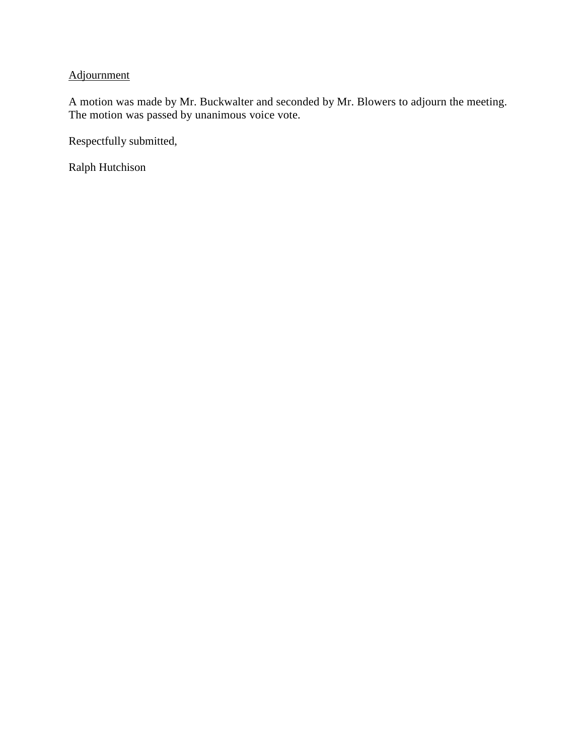<u>Adjournment</u>

A motion was made by Mr. Buckwalter and seconded by Mr. Blowers to adjourn the meeting. The motion was passed by unanimous voice vote.

Respectfully submitted,

Ralph Hutchison